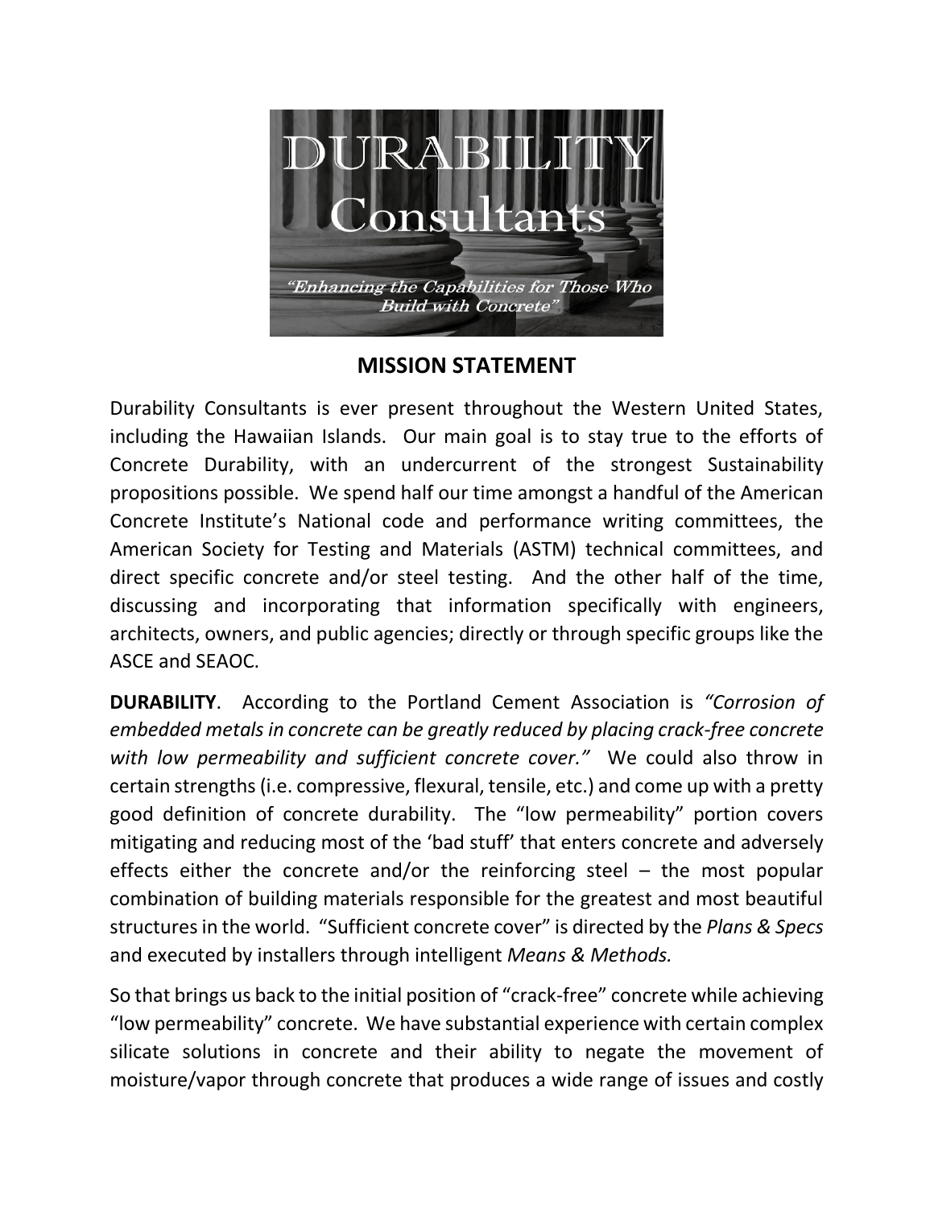DURABILITY
Consultants

*"Enhancing the Capabilities for Those Who Build with Concrete"*

## MISSION STATEMENT

Durability Consultants is ever present throughout the Western United States, including the Hawaiian Islands. Our main goal is to stay true to the efforts of Concrete Durability, with an undercurrent of the strongest Sustainability propositions possible. We spend half our time amongst a handful of the American Concrete Institute's National code and performance writing committees, the American Society for Testing and Materials (ASTM) technical committees, and direct specific concrete and/or steel testing. And the other half of the time, discussing and incorporating that information specifically with engineers, architects, owners, and public agencies; directly or through specific groups like the ASCE and SEAOC.

**DURABILITY**. According to the Portland Cement Association is *"Corrosion of embedded metals in concrete can be greatly reduced by placing crack-free concrete with low permeability and sufficient concrete cover."* We could also throw in certain strengths (i.e. compressive, flexural, tensile, etc.) and come up with a pretty good definition of concrete durability. The "low permeability" portion covers mitigating and reducing most of the 'bad stuff' that enters concrete and adversely effects either the concrete and/or the reinforcing steel – the most popular combination of building materials responsible for the greatest and most beautiful structures in the world. "Sufficient concrete cover" is directed by the *Plans & Specs* and executed by installers through intelligent *Means & Methods.*

So that brings us back to the initial position of "crack-free" concrete while achieving "low permeability" concrete. We have substantial experience with certain complex silicate solutions in concrete and their ability to negate the movement of moisture/vapor through concrete that produces a wide range of issues and costly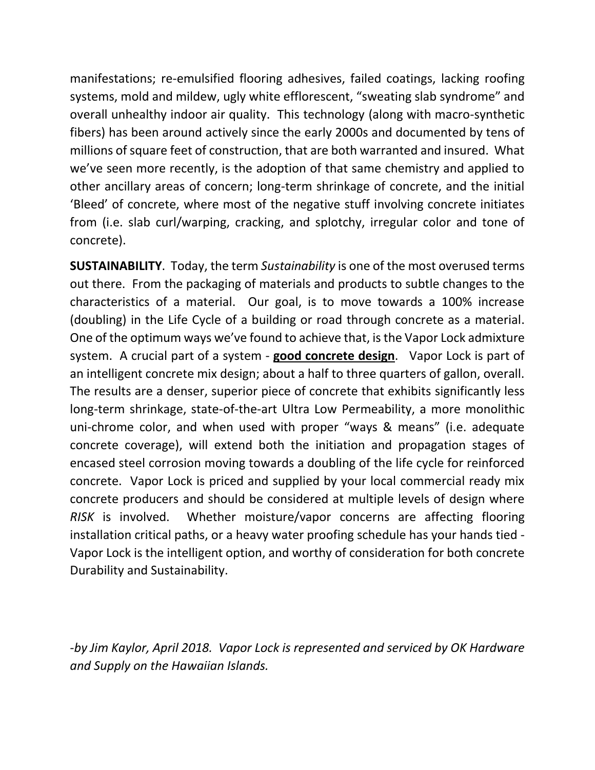manifestations; re-emulsified flooring adhesives, failed coatings, lacking roofing systems, mold and mildew, ugly white efflorescent, "sweating slab syndrome" and overall unhealthy indoor air quality. This technology (along with macro-synthetic fibers) has been around actively since the early 2000s and documented by tens of millions of square feet of construction, that are both warranted and insured. What we've seen more recently, is the adoption of that same chemistry and applied to other ancillary areas of concern; long-term shrinkage of concrete, and the initial 'Bleed' of concrete, where most of the negative stuff involving concrete initiates from (i.e. slab curl/warping, cracking, and splotchy, irregular color and tone of concrete).

**SUSTAINABILITY**. Today, the term *Sustainability* is one of the most overused terms out there. From the packaging of materials and products to subtle changes to the characteristics of a material. Our goal, is to move towards a 100% increase (doubling) in the Life Cycle of a building or road through concrete as a material. One of the optimum ways we've found to achieve that, is the Vapor Lock admixture system. A crucial part of a system - **good concrete design**. Vapor Lock is part of an intelligent concrete mix design; about a half to three quarters of gallon, overall. The results are a denser, superior piece of concrete that exhibits significantly less long-term shrinkage, state-of-the-art Ultra Low Permeability, a more monolithic uni-chrome color, and when used with proper "ways & means" (i.e. adequate concrete coverage), will extend both the initiation and propagation stages of encased steel corrosion moving towards a doubling of the life cycle for reinforced concrete. Vapor Lock is priced and supplied by your local commercial ready mix concrete producers and should be considered at multiple levels of design where *RISK* is involved. Whether moisture/vapor concerns are affecting flooring installation critical paths, or a heavy water proofing schedule has your hands tied - Vapor Lock is the intelligent option, and worthy of consideration for both concrete Durability and Sustainability.

*-by Jim Kaylor, April 2018. Vapor Lock is represented and serviced by OK Hardware and Supply on the Hawaiian Islands.*